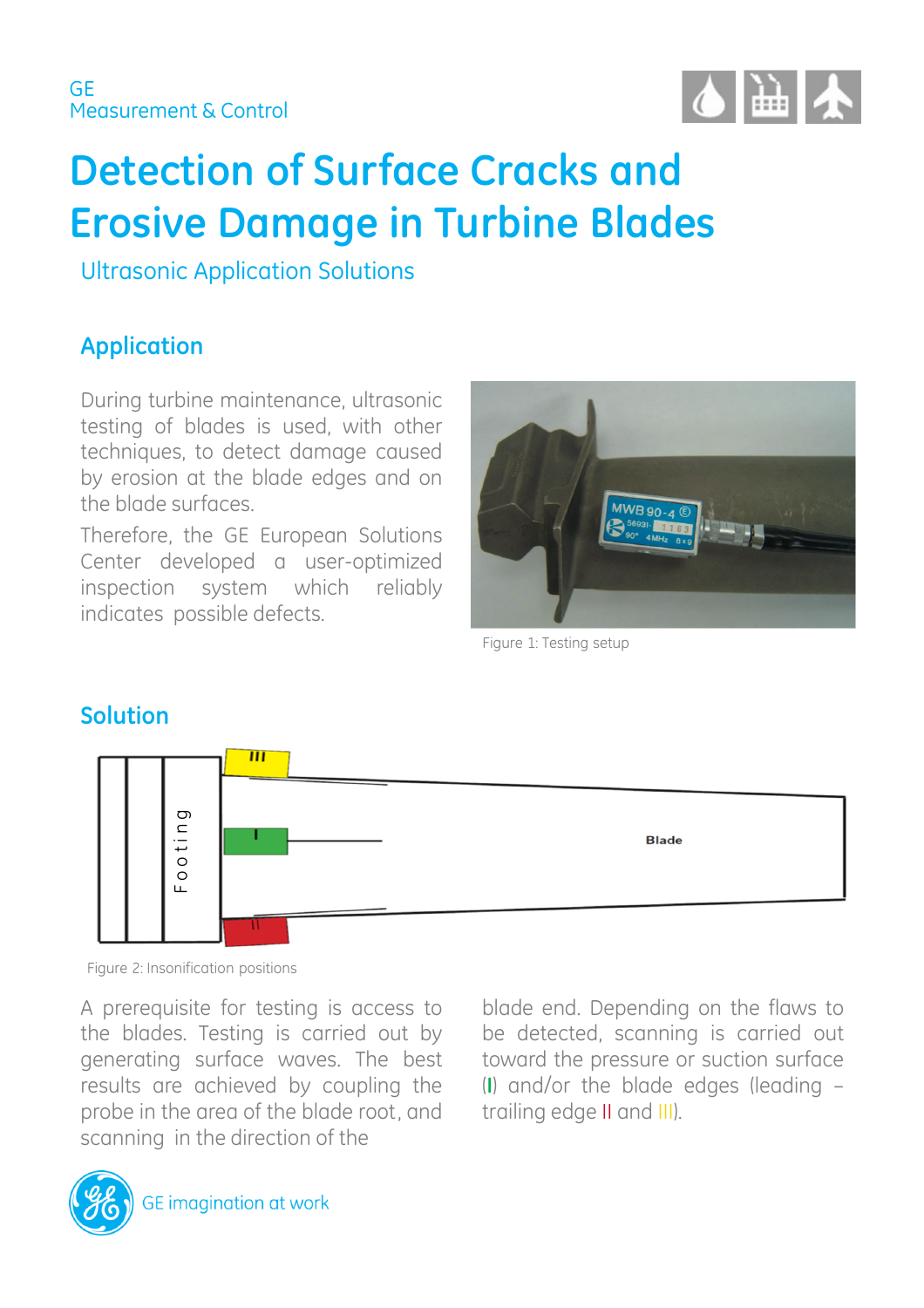GE
Measurement & Control

# Detection of Surface Cracks and Erosive Damage in Turbine Blades

Ultrasonic Application Solutions

## Application

During turbine maintenance, ultrasonic testing of blades is used, with other techniques, to detect damage caused by erosion at the blade edges and on the blade surfaces.

Therefore, the GE European Solutions Center developed a user-optimized inspection system which reliably indicates possible defects.

Figure 1: Testing setup

## Solution

Figure 2: Insonification positions

A prerequisite for testing is access to the blades. Testing is carried out by generating surface waves. The best results are achieved by coupling the probe in the area of the blade root, and scanning in the direction of the blade end. Depending on the flaws to be detected, scanning is carried out toward the pressure or suction surface (I) and/or the blade edges (leading – trailing edge II and III).

GE imagination at work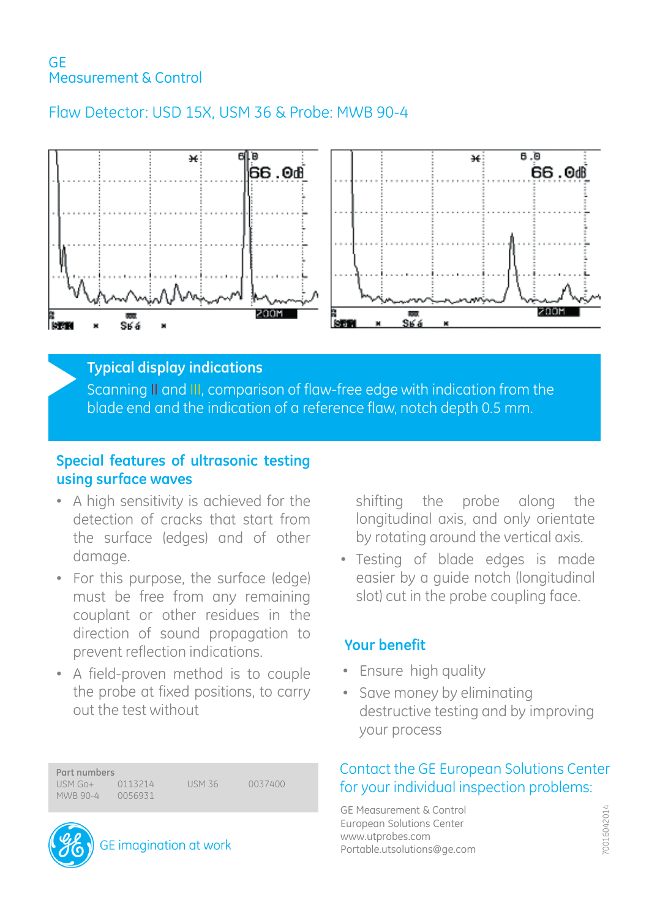GE
Measurement & Control

Flaw Detector: USD 15X, USM 36 & Probe: MWB 90-4

66.0dB
ZOOM

66.0dB
ZOOM

**Typical display indications**

Scanning II and III, comparison of flaw-free edge with indication from the blade end and the indication of a reference flaw, notch depth 0.5 mm.

## Special features of ultrasonic testing using surface waves

- A high sensitivity is achieved for the detection of cracks that start from the surface (edges) and of other damage.
- For this purpose, the surface (edge) must be free from any remaining couplant or other residues in the direction of sound propagation to prevent reflection indications.
- A field-proven method is to couple the probe at fixed positions, to carry out the test without shifting the probe along the longitudinal axis, and only orientate by rotating around the vertical axis.
- Testing of blade edges is made easier by a guide notch (longitudinal slot) cut in the probe coupling face.

## Your benefit

- Ensure high quality
- Save money by eliminating destructive testing and by improving your process

**Part numbers**

| | | | |
|---|---|---|---|
| USM Go+ | 0113214 | USM 36 | 0037400 |
| MWB 90-4 | 0056931 | | |

GE imagination at work

Contact the GE European Solutions Center for your individual inspection problems:

GE Measurement & Control
European Solutions Center
www.utprobes.com
Portable.utsolutions@ge.com

70016042014